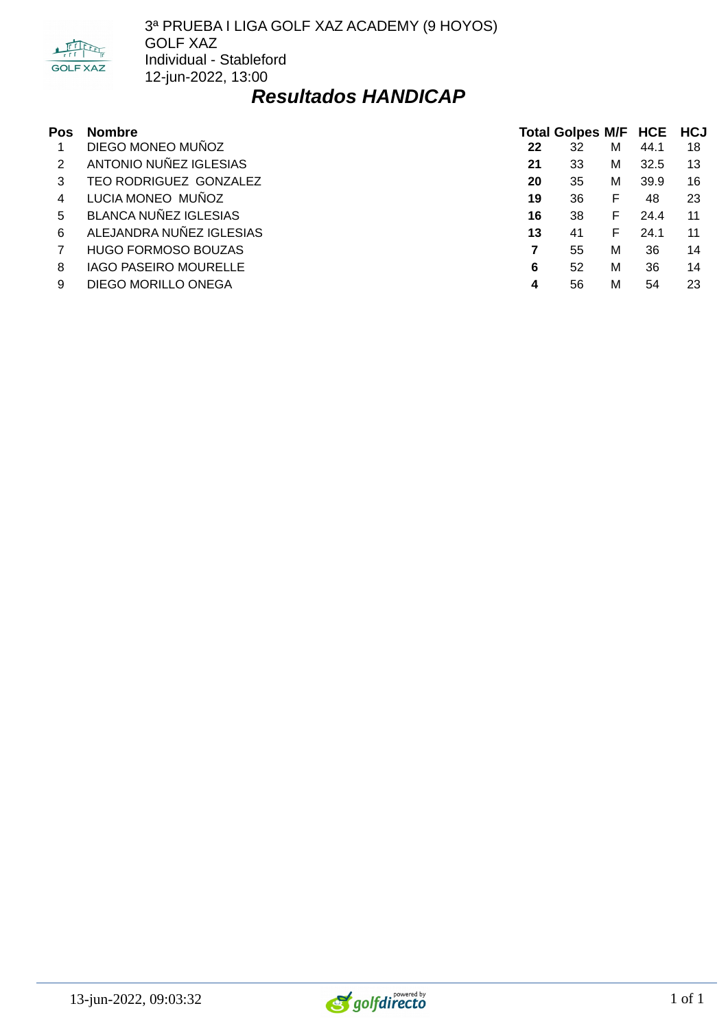3ª PRUEBA I LIGA GOLF XAZ ACADEMY (9 HOYOS)
GOLF XAZ
Individual - Stableford
12-jun-2022, 13:00

# *Resultados HANDICAP*

| Pos | Nombre | Total | Golpes | M/F | HCE | HCJ |
|---|---|---|---|---|---|---|
| 1 | DIEGO MONEO MUÑOZ | **22** | 32 | M | 44.1 | 18 |
| 2 | ANTONIO NUÑEZ IGLESIAS | **21** | 33 | M | 32.5 | 13 |
| 3 | TEO RODRIGUEZ GONZALEZ | **20** | 35 | M | 39.9 | 16 |
| 4 | LUCIA MONEO MUÑOZ | **19** | 36 | F | 48 | 23 |
| 5 | BLANCA NUÑEZ IGLESIAS | **16** | 38 | F | 24.4 | 11 |
| 6 | ALEJANDRA NUÑEZ IGLESIAS | **13** | 41 | F | 24.1 | 11 |
| 7 | HUGO FORMOSO BOUZAS | **7** | 55 | M | 36 | 14 |
| 8 | IAGO PASEIRO MOURELLE | **6** | 52 | M | 36 | 14 |
| 9 | DIEGO MORILLO ONEGA | **4** | 56 | M | 54 | 23 |

13-jun-2022, 09:03:32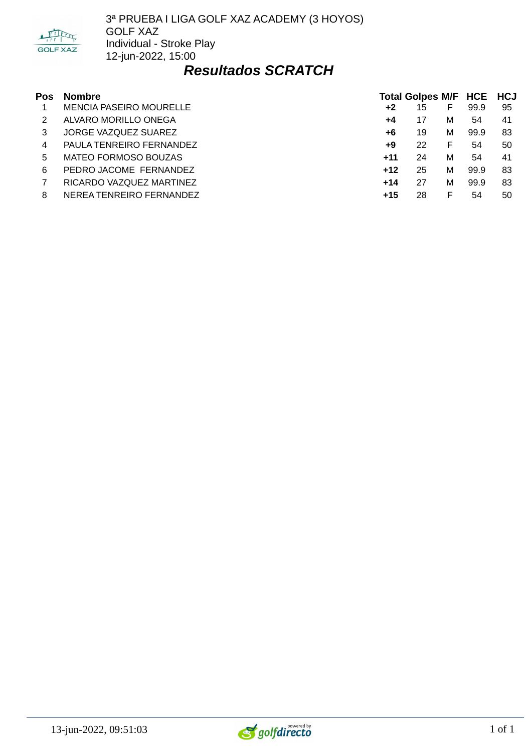3ª PRUEBA I LIGA GOLF XAZ ACADEMY (3 HOYOS)
GOLF XAZ
Individual - Stroke Play
12-jun-2022, 15:00

## ***Resultados SCRATCH***

| Pos | Nombre | Total | Golpes | M/F | HCE | HCJ |
|---|---|---|---|---|---|---|
| 1 | MENCIA PASEIRO MOURELLE | **+2** | 15 | F | 99.9 | 95 |
| 2 | ALVARO MORILLO ONEGA | **+4** | 17 | M | 54 | 41 |
| 3 | JORGE VAZQUEZ SUAREZ | **+6** | 19 | M | 99.9 | 83 |
| 4 | PAULA TENREIRO FERNANDEZ | **+9** | 22 | F | 54 | 50 |
| 5 | MATEO FORMOSO BOUZAS | **+11** | 24 | M | 54 | 41 |
| 6 | PEDRO JACOME FERNANDEZ | **+12** | 25 | M | 99.9 | 83 |
| 7 | RICARDO VAZQUEZ MARTINEZ | **+14** | 27 | M | 99.9 | 83 |
| 8 | NEREA TENREIRO FERNANDEZ | **+15** | 28 | F | 54 | 50 |

13-jun-2022, 09:51:03